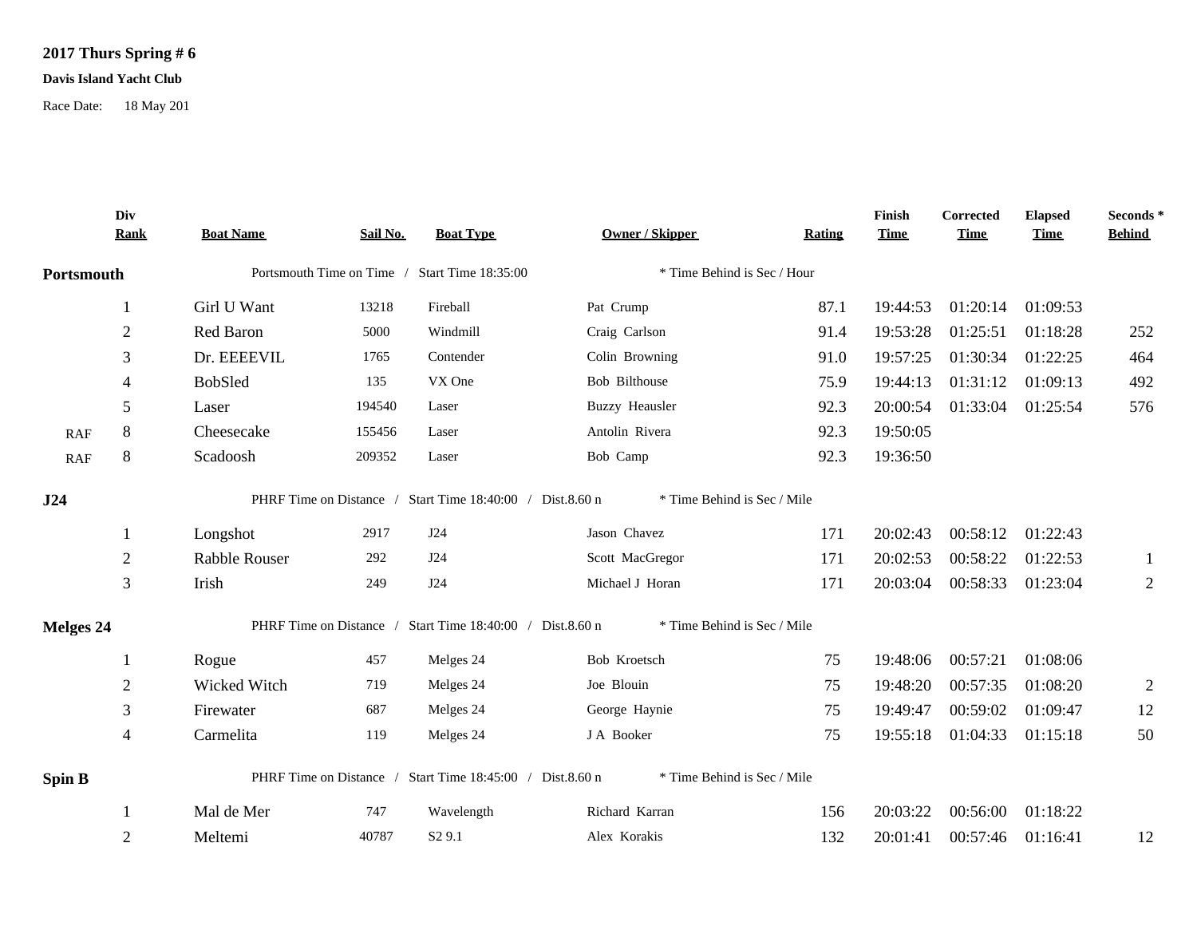**2017 Thurs Spring # 6**

**Davis Island Yacht Club**

Race Date: 18 May 201

| | Div Rank | Boat Name | Sail No. | Boat Type | Owner / Skipper | Rating | Finish Time | Corrected Time | Elapsed Time | Seconds * Behind |
|---|---|---|---|---|---|---|---|---|---|---|
| **Portsmouth** | | Portsmouth Time on Time / Start Time 18:35:00 | | | * Time Behind is Sec / Hour | | | | | |
| | 1 | Girl U Want | 13218 | Fireball | Pat Crump | 87.1 | 19:44:53 | 01:20:14 | 01:09:53 | |
| | 2 | Red Baron | 5000 | Windmill | Craig Carlson | 91.4 | 19:53:28 | 01:25:51 | 01:18:28 | 252 |
| | 3 | Dr. EEEEVIL | 1765 | Contender | Colin Browning | 91.0 | 19:57:25 | 01:30:34 | 01:22:25 | 464 |
| | 4 | BobSled | 135 | VX One | Bob Bilthouse | 75.9 | 19:44:13 | 01:31:12 | 01:09:13 | 492 |
| | 5 | Laser | 194540 | Laser | Buzzy Heausler | 92.3 | 20:00:54 | 01:33:04 | 01:25:54 | 576 |
| RAF | 8 | Cheesecake | 155456 | Laser | Antolin Rivera | 92.3 | 19:50:05 | | | |
| RAF | 8 | Scadoosh | 209352 | Laser | Bob Camp | 92.3 | 19:36:50 | | | |
| **J24** | | PHRF Time on Distance / Start Time 18:40:00 / Dist.8.60 n | | | * Time Behind is Sec / Mile | | | | | |
| | 1 | Longshot | 2917 | J24 | Jason Chavez | 171 | 20:02:43 | 00:58:12 | 01:22:43 | |
| | 2 | Rabble Rouser | 292 | J24 | Scott MacGregor | 171 | 20:02:53 | 00:58:22 | 01:22:53 | 1 |
| | 3 | Irish | 249 | J24 | Michael J Horan | 171 | 20:03:04 | 00:58:33 | 01:23:04 | 2 |
| **Melges 24** | | PHRF Time on Distance / Start Time 18:40:00 / Dist.8.60 n | | | * Time Behind is Sec / Mile | | | | | |
| | 1 | Rogue | 457 | Melges 24 | Bob Kroetsch | 75 | 19:48:06 | 00:57:21 | 01:08:06 | |
| | 2 | Wicked Witch | 719 | Melges 24 | Joe Blouin | 75 | 19:48:20 | 00:57:35 | 01:08:20 | 2 |
| | 3 | Firewater | 687 | Melges 24 | George Haynie | 75 | 19:49:47 | 00:59:02 | 01:09:47 | 12 |
| | 4 | Carmelita | 119 | Melges 24 | J A Booker | 75 | 19:55:18 | 01:04:33 | 01:15:18 | 50 |
| **Spin B** | | PHRF Time on Distance / Start Time 18:45:00 / Dist.8.60 n | | | * Time Behind is Sec / Mile | | | | | |
| | 1 | Mal de Mer | 747 | Wavelength | Richard Karran | 156 | 20:03:22 | 00:56:00 | 01:18:22 | |
| | 2 | Meltemi | 40787 | S2 9.1 | Alex Korakis | 132 | 20:01:41 | 00:57:46 | 01:16:41 | 12 |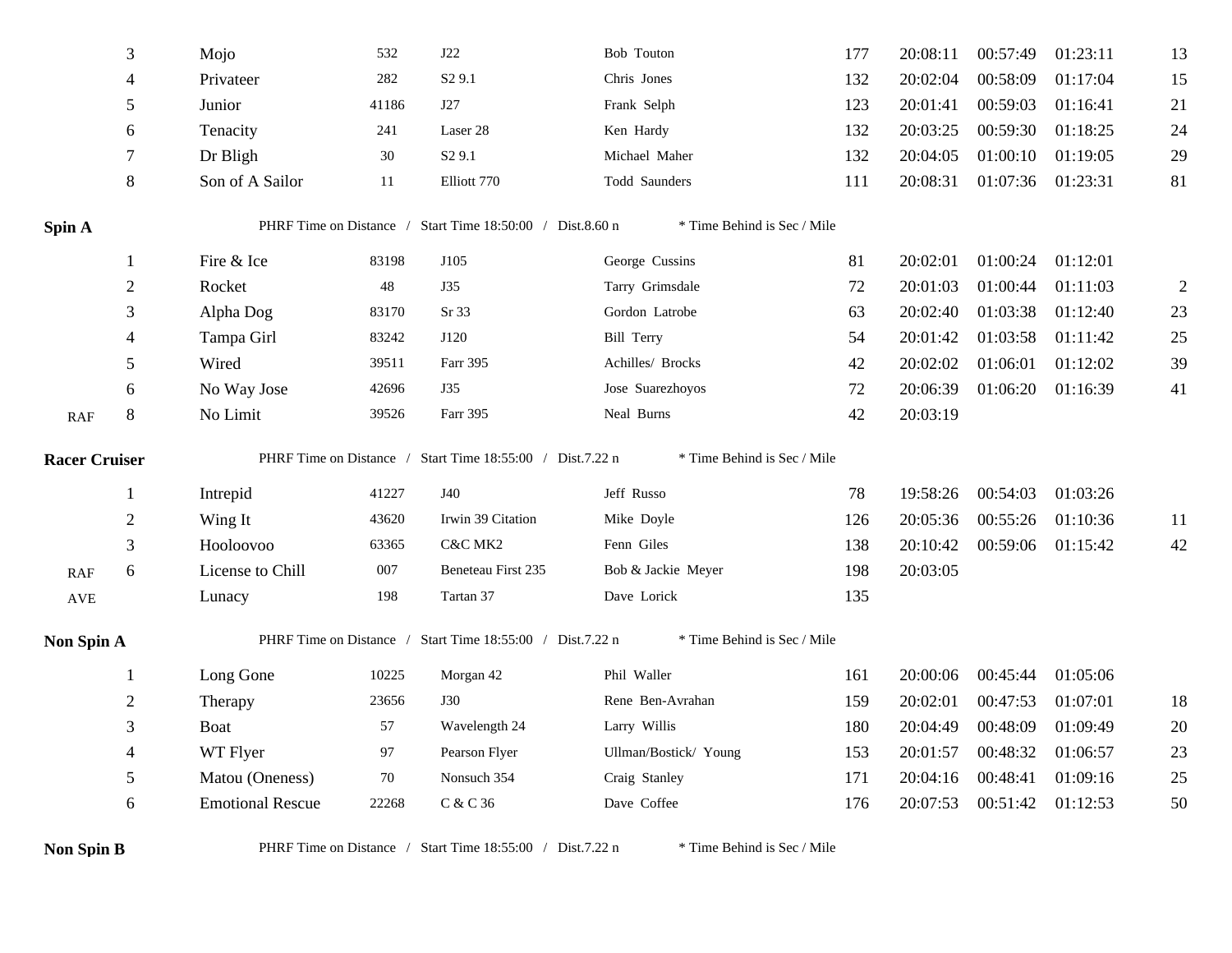| | Place | Boat | Sail # | Type | Skipper | PHRF | Finish | Corrected | Elapsed | Time Behind |
|---|---|---|---|---|---|---|---|---|---|---|
| | 3 | Mojo | 532 | J22 | Bob Touton | 177 | 20:08:11 | 00:57:49 | 01:23:11 | 13 |
| | 4 | Privateer | 282 | S2 9.1 | Chris Jones | 132 | 20:02:04 | 00:58:09 | 01:17:04 | 15 |
| | 5 | Junior | 41186 | J27 | Frank Selph | 123 | 20:01:41 | 00:59:03 | 01:16:41 | 21 |
| | 6 | Tenacity | 241 | Laser 28 | Ken Hardy | 132 | 20:03:25 | 00:59:30 | 01:18:25 | 24 |
| | 7 | Dr Bligh | 30 | S2 9.1 | Michael Maher | 132 | 20:04:05 | 01:00:10 | 01:19:05 | 29 |
| | 8 | Son of A Sailor | 11 | Elliott 770 | Todd Saunders | 111 | 20:08:31 | 01:07:36 | 01:23:31 | 81 |

**Spin A** PHRF Time on Distance / Start Time 18:50:00 / Dist.8.60 n * Time Behind is Sec / Mile

| | Place | Boat | Sail # | Type | Skipper | PHRF | Finish | Corrected | Elapsed | Time Behind |
|---|---|---|---|---|---|---|---|---|---|---|
| | 1 | Fire & Ice | 83198 | J105 | George Cussins | 81 | 20:02:01 | 01:00:24 | 01:12:01 | |
| | 2 | Rocket | 48 | J35 | Tarry Grimsdale | 72 | 20:01:03 | 01:00:44 | 01:11:03 | 2 |
| | 3 | Alpha Dog | 83170 | Sr 33 | Gordon Latrobe | 63 | 20:02:40 | 01:03:38 | 01:12:40 | 23 |
| | 4 | Tampa Girl | 83242 | J120 | Bill Terry | 54 | 20:01:42 | 01:03:58 | 01:11:42 | 25 |
| | 5 | Wired | 39511 | Farr 395 | Achilles/ Brocks | 42 | 20:02:02 | 01:06:01 | 01:12:02 | 39 |
| | 6 | No Way Jose | 42696 | J35 | Jose Suarezhoyos | 72 | 20:06:39 | 01:06:20 | 01:16:39 | 41 |
| RAF | 8 | No Limit | 39526 | Farr 395 | Neal Burns | 42 | 20:03:19 | | | |

**Racer Cruiser** PHRF Time on Distance / Start Time 18:55:00 / Dist.7.22 n * Time Behind is Sec / Mile

| | Place | Boat | Sail # | Type | Skipper | PHRF | Finish | Corrected | Elapsed | Time Behind |
|---|---|---|---|---|---|---|---|---|---|---|
| | 1 | Intrepid | 41227 | J40 | Jeff Russo | 78 | 19:58:26 | 00:54:03 | 01:03:26 | |
| | 2 | Wing It | 43620 | Irwin 39 Citation | Mike Doyle | 126 | 20:05:36 | 00:55:26 | 01:10:36 | 11 |
| | 3 | Hooloovoo | 63365 | C&C MK2 | Fenn Giles | 138 | 20:10:42 | 00:59:06 | 01:15:42 | 42 |
| RAF | 6 | License to Chill | 007 | Beneteau First 235 | Bob & Jackie Meyer | 198 | 20:03:05 | | | |
| AVE | | Lunacy | 198 | Tartan 37 | Dave Lorick | 135 | | | | |

**Non Spin A** PHRF Time on Distance / Start Time 18:55:00 / Dist.7.22 n * Time Behind is Sec / Mile

| | Place | Boat | Sail # | Type | Skipper | PHRF | Finish | Corrected | Elapsed | Time Behind |
|---|---|---|---|---|---|---|---|---|---|---|
| | 1 | Long Gone | 10225 | Morgan 42 | Phil Waller | 161 | 20:00:06 | 00:45:44 | 01:05:06 | |
| | 2 | Therapy | 23656 | J30 | Rene Ben-Avrahan | 159 | 20:02:01 | 00:47:53 | 01:07:01 | 18 |
| | 3 | Boat | 57 | Wavelength 24 | Larry Willis | 180 | 20:04:49 | 00:48:09 | 01:09:49 | 20 |
| | 4 | WT Flyer | 97 | Pearson Flyer | Ullman/Bostick/ Young | 153 | 20:01:57 | 00:48:32 | 01:06:57 | 23 |
| | 5 | Matou (Oneness) | 70 | Nonsuch 354 | Craig Stanley | 171 | 20:04:16 | 00:48:41 | 01:09:16 | 25 |
| | 6 | Emotional Rescue | 22268 | C & C 36 | Dave Coffee | 176 | 20:07:53 | 00:51:42 | 01:12:53 | 50 |

**Non Spin B** PHRF Time on Distance / Start Time 18:55:00 / Dist.7.22 n * Time Behind is Sec / Mile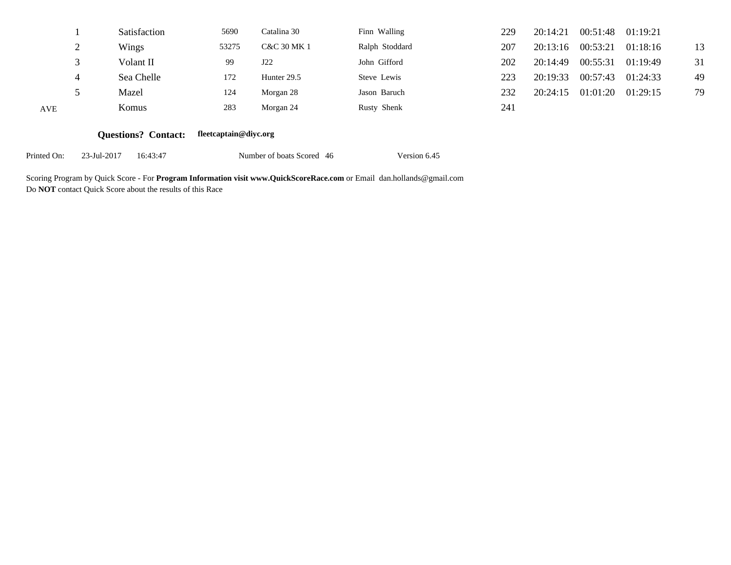| | | | | | | | | | | |
|---|---|---|---|---|---|---|---|---|---|---|
| | 1 | Satisfaction | 5690 | Catalina 30 | Finn Walling | 229 | 20:14:21 | 00:51:48 | 01:19:21 | |
| | 2 | Wings | 53275 | C&C 30 MK 1 | Ralph Stoddard | 207 | 20:13:16 | 00:53:21 | 01:18:16 | 13 |
| | 3 | Volant II | 99 | J22 | John Gifford | 202 | 20:14:49 | 00:55:31 | 01:19:49 | 31 |
| | 4 | Sea Chelle | 172 | Hunter 29.5 | Steve Lewis | 223 | 20:19:33 | 00:57:43 | 01:24:33 | 49 |
| | 5 | Mazel | 124 | Morgan 28 | Jason Baruch | 232 | 20:24:15 | 01:01:20 | 01:29:15 | 79 |
| AVE | | Komus | 283 | Morgan 24 | Rusty Shenk | 241 | | | | |

**Questions? Contact:** **fleetcaptain@diyc.org**

Printed On: 23-Jul-2017 16:43:47 Number of boats Scored 46 Version 6.45

Scoring Program by Quick Score - For **Program Information visit www.QuickScoreRace.com** or Email dan.hollands@gmail.com
Do **NOT** contact Quick Score about the results of this Race